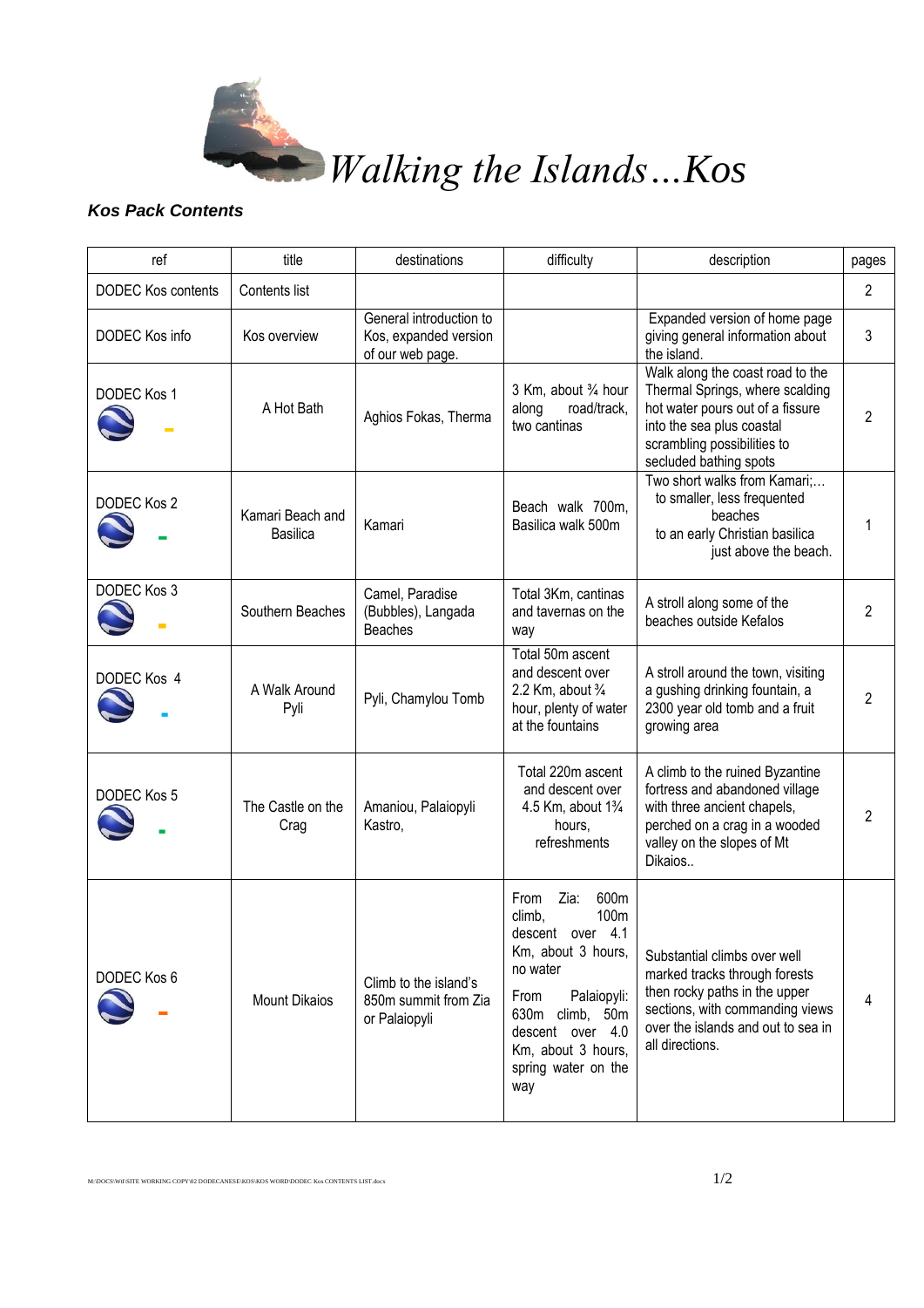# *Walking the Islands…Kos*

***Kos Pack Contents***

| ref | title | destinations | difficulty | description | pages |
|---|---|---|---|---|---|
| DODEC Kos contents | Contents list | | | | 2 |
| DODEC Kos info | Kos overview | General introduction to Kos, expanded version of our web page. | | Expanded version of home page giving general information about the island. | 3 |
| DODEC Kos 1 | A Hot Bath | Aghios Fokas, Therma | 3 Km, about ¾ hour along road/track, two cantinas | Walk along the coast road to the Thermal Springs, where scalding hot water pours out of a fissure into the sea plus coastal scrambling possibilities to secluded bathing spots | 2 |
| DODEC Kos 2 | Kamari Beach and Basilica | Kamari | Beach walk 700m, Basilica walk 500m | Two short walks from Kamari;… to smaller, less frequented beaches to an early Christian basilica just above the beach. | 1 |
| DODEC Kos 3 | Southern Beaches | Camel, Paradise (Bubbles), Langada Beaches | Total 3Km, cantinas and tavernas on the way | A stroll along some of the beaches outside Kefalos | 2 |
| DODEC Kos 4 | A Walk Around Pyli | Pyli, Chamylou Tomb | Total 50m ascent and descent over 2.2 Km, about ¾ hour, plenty of water at the fountains | A stroll around the town, visiting a gushing drinking fountain, a 2300 year old tomb and a fruit growing area | 2 |
| DODEC Kos 5 | The Castle on the Crag | Amaniou, Palaiopyli Kastro, | Total 220m ascent and descent over 4.5 Km, about 1¾ hours, refreshments | A climb to the ruined Byzantine fortress and abandoned village with three ancient chapels, perched on a crag in a wooded valley on the slopes of Mt Dikaios.. | 2 |
| DODEC Kos 6 | Mount Dikaios | Climb to the island's 850m summit from Zia or Palaiopyli | From Zia: 600m climb, 100m descent over 4.1 Km, about 3 hours, no water<br>From Palaiopyli: 630m climb, 50m descent over 4.0 Km, about 3 hours, spring water on the way | Substantial climbs over well marked tracks through forests then rocky paths in the upper sections, with commanding views over the islands and out to sea in all directions. | 4 |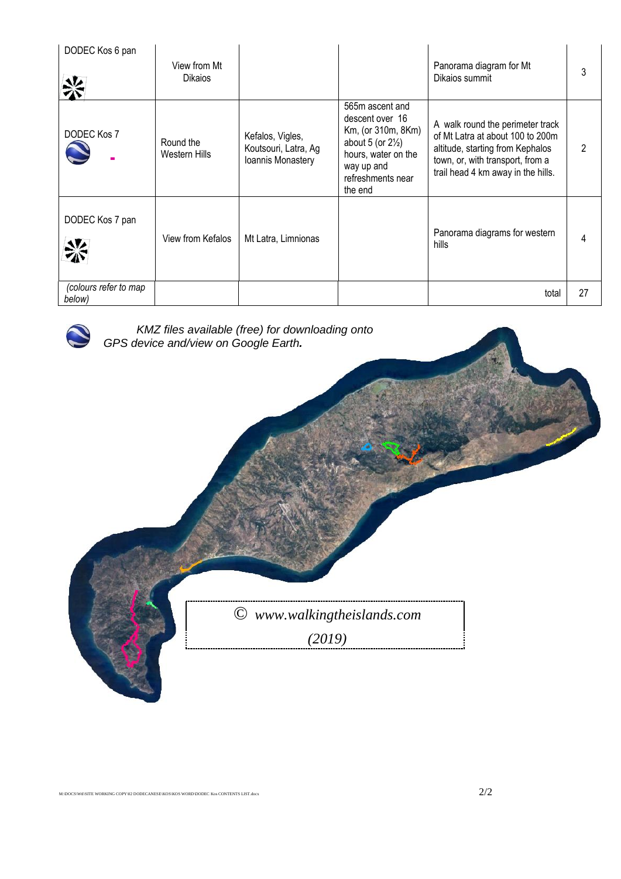| | | | | | |
|---|---|---|---|---|---|
| DODEC Kos 6 pan | View from Mt Dikaios | | | Panorama diagram for Mt Dikaios summit | 3 |
| DODEC Kos 7 | Round the Western Hills | Kefalos, Vigles, Koutsouri, Latra, Ag Ioannis Monastery | 565m ascent and descent over 16 Km, (or 310m, 8Km) about 5 (or 2½) hours, water on the way up and refreshments near the end | A walk round the perimeter track of Mt Latra at about 100 to 200m altitude, starting from Kephalos town, or, with transport, from a trail head 4 km away in the hills. | 2 |
| DODEC Kos 7 pan | View from Kefalos | Mt Latra, Limnionas | | Panorama diagrams for western hills | 4 |
| *(colours refer to map below)* | | | | total | 27 |

*KMZ files available (free) for downloading onto GPS device and/view on Google Earth.*

© *www.walkingtheislands.com*

*(2019)*